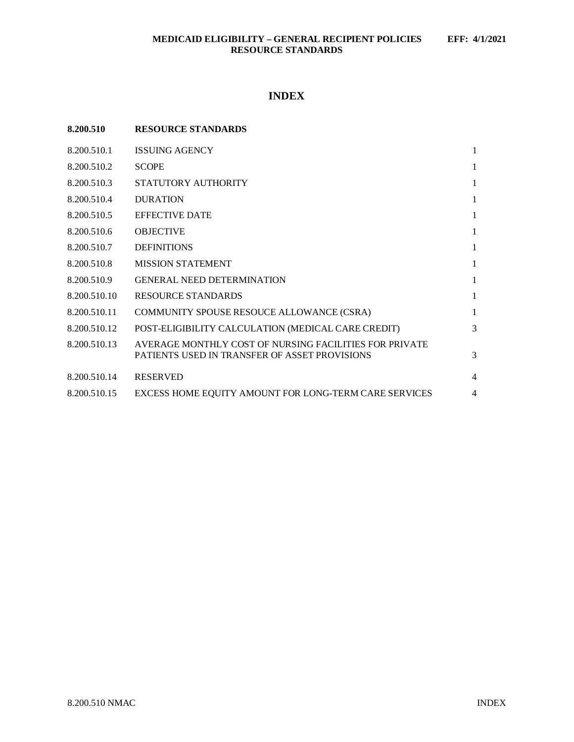# INDEX

| 8.200.510 | RESOURCE STANDARDS | |
| --- | --- | --- |
| 8.200.510.1 | ISSUING AGENCY | 1 |
| 8.200.510.2 | SCOPE | 1 |
| 8.200.510.3 | STATUTORY AUTHORITY | 1 |
| 8.200.510.4 | DURATION | 1 |
| 8.200.510.5 | EFFECTIVE DATE | 1 |
| 8.200.510.6 | OBJECTIVE | 1 |
| 8.200.510.7 | DEFINITIONS | 1 |
| 8.200.510.8 | MISSION STATEMENT | 1 |
| 8.200.510.9 | GENERAL NEED DETERMINATION | 1 |
| 8.200.510.10 | RESOURCE STANDARDS | 1 |
| 8.200.510.11 | COMMUNITY SPOUSE RESOUCE ALLOWANCE (CSRA) | 1 |
| 8.200.510.12 | POST-ELIGIBILITY CALCULATION (MEDICAL CARE CREDIT) | 3 |
| 8.200.510.13 | AVERAGE MONTHLY COST OF NURSING FACILITIES FOR PRIVATE PATIENTS USED IN TRANSFER OF ASSET PROVISIONS | 3 |
| 8.200.510.14 | RESERVED | 4 |
| 8.200.510.15 | EXCESS HOME EQUITY AMOUNT FOR LONG-TERM CARE SERVICES | 4 |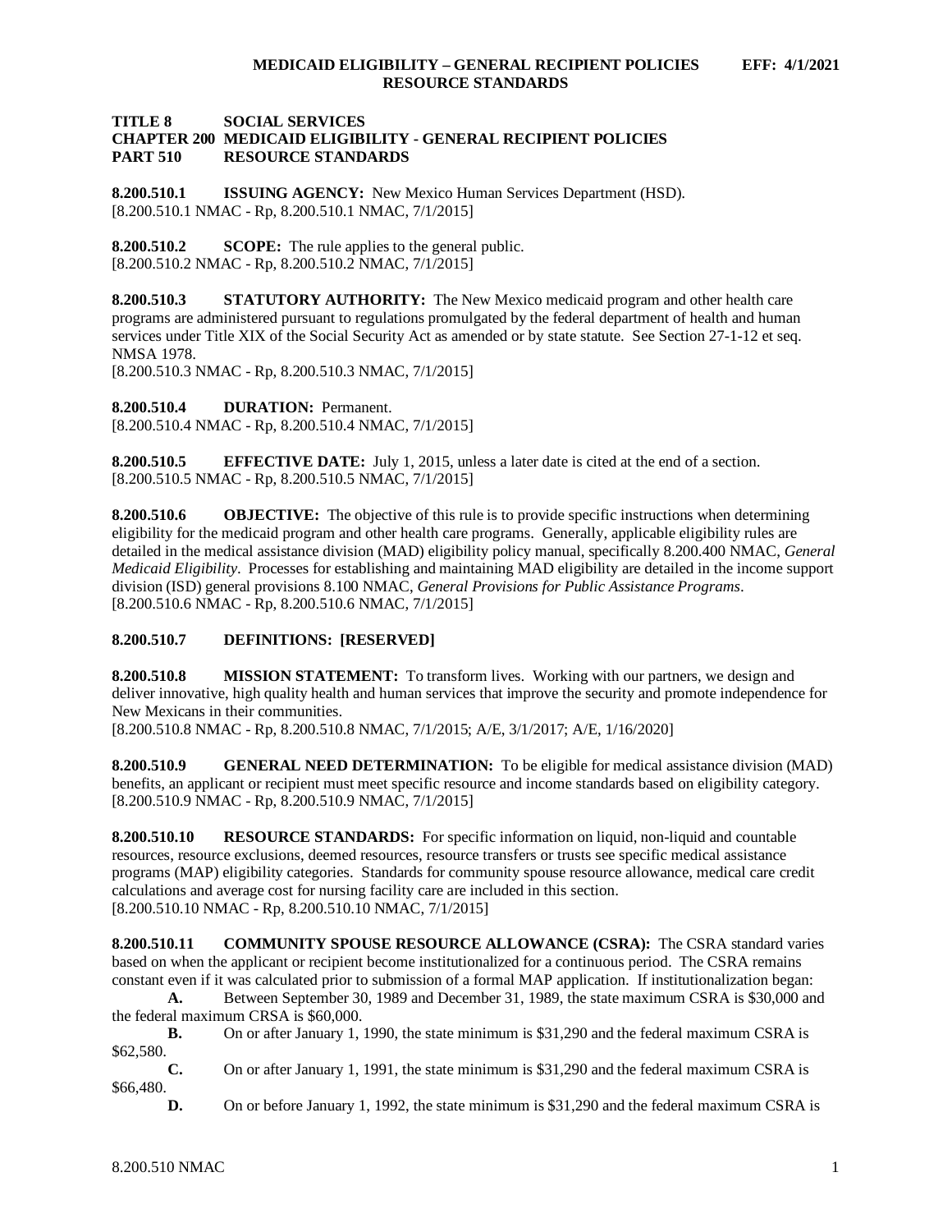**TITLE 8 SOCIAL SERVICES**
**CHAPTER 200 MEDICAID ELIGIBILITY - GENERAL RECIPIENT POLICIES**
**PART 510 RESOURCE STANDARDS**

**8.200.510.1 ISSUING AGENCY:** New Mexico Human Services Department (HSD).
[8.200.510.1 NMAC - Rp, 8.200.510.1 NMAC, 7/1/2015]

**8.200.510.2 SCOPE:** The rule applies to the general public.
[8.200.510.2 NMAC - Rp, 8.200.510.2 NMAC, 7/1/2015]

**8.200.510.3 STATUTORY AUTHORITY:** The New Mexico medicaid program and other health care programs are administered pursuant to regulations promulgated by the federal department of health and human services under Title XIX of the Social Security Act as amended or by state statute. See Section 27-1-12 et seq. NMSA 1978.
[8.200.510.3 NMAC - Rp, 8.200.510.3 NMAC, 7/1/2015]

**8.200.510.4 DURATION:** Permanent.
[8.200.510.4 NMAC - Rp, 8.200.510.4 NMAC, 7/1/2015]

**8.200.510.5 EFFECTIVE DATE:** July 1, 2015, unless a later date is cited at the end of a section.
[8.200.510.5 NMAC - Rp, 8.200.510.5 NMAC, 7/1/2015]

**8.200.510.6 OBJECTIVE:** The objective of this rule is to provide specific instructions when determining eligibility for the medicaid program and other health care programs. Generally, applicable eligibility rules are detailed in the medical assistance division (MAD) eligibility policy manual, specifically 8.200.400 NMAC, *General Medicaid Eligibility*. Processes for establishing and maintaining MAD eligibility are detailed in the income support division (ISD) general provisions 8.100 NMAC, *General Provisions for Public Assistance Programs*.
[8.200.510.6 NMAC - Rp, 8.200.510.6 NMAC, 7/1/2015]

**8.200.510.7 DEFINITIONS: [RESERVED]**

**8.200.510.8 MISSION STATEMENT:** To transform lives. Working with our partners, we design and deliver innovative, high quality health and human services that improve the security and promote independence for New Mexicans in their communities.
[8.200.510.8 NMAC - Rp, 8.200.510.8 NMAC, 7/1/2015; A/E, 3/1/2017; A/E, 1/16/2020]

**8.200.510.9 GENERAL NEED DETERMINATION:** To be eligible for medical assistance division (MAD) benefits, an applicant or recipient must meet specific resource and income standards based on eligibility category.
[8.200.510.9 NMAC - Rp, 8.200.510.9 NMAC, 7/1/2015]

**8.200.510.10 RESOURCE STANDARDS:** For specific information on liquid, non-liquid and countable resources, resource exclusions, deemed resources, resource transfers or trusts see specific medical assistance programs (MAP) eligibility categories. Standards for community spouse resource allowance, medical care credit calculations and average cost for nursing facility care are included in this section.
[8.200.510.10 NMAC - Rp, 8.200.510.10 NMAC, 7/1/2015]

**8.200.510.11 COMMUNITY SPOUSE RESOURCE ALLOWANCE (CSRA):** The CSRA standard varies based on when the applicant or recipient become institutionalized for a continuous period. The CSRA remains constant even if it was calculated prior to submission of a formal MAP application. If institutionalization began:

**A.** Between September 30, 1989 and December 31, 1989, the state maximum CSRA is $30,000 and the federal maximum CRSA is $60,000.

**B.** On or after January 1, 1990, the state minimum is $31,290 and the federal maximum CSRA is $62,580.

**C.** On or after January 1, 1991, the state minimum is $31,290 and the federal maximum CSRA is $66,480.

**D.** On or before January 1, 1992, the state minimum is $31,290 and the federal maximum CSRA is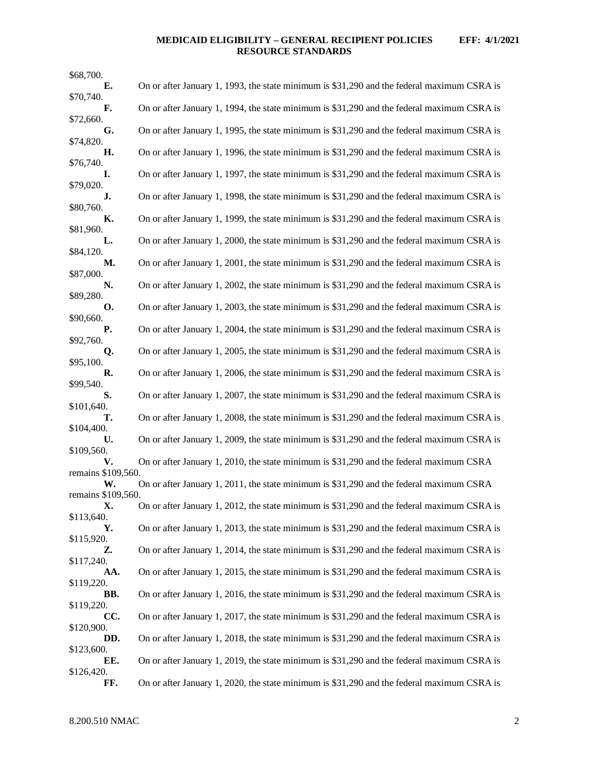$68,700.

**E.** On or after January 1, 1993, the state minimum is $31,290 and the federal maximum CSRA is $70,740.

**F.** On or after January 1, 1994, the state minimum is $31,290 and the federal maximum CSRA is $72,660.

**G.** On or after January 1, 1995, the state minimum is $31,290 and the federal maximum CSRA is $74,820.

**H.** On or after January 1, 1996, the state minimum is $31,290 and the federal maximum CSRA is $76,740.

**I.** On or after January 1, 1997, the state minimum is $31,290 and the federal maximum CSRA is $79,020.

**J.** On or after January 1, 1998, the state minimum is $31,290 and the federal maximum CSRA is $80,760.

**K.** On or after January 1, 1999, the state minimum is $31,290 and the federal maximum CSRA is $81,960.

**L.** On or after January 1, 2000, the state minimum is $31,290 and the federal maximum CSRA is $84,120.

**M.** On or after January 1, 2001, the state minimum is $31,290 and the federal maximum CSRA is $87,000.

**N.** On or after January 1, 2002, the state minimum is $31,290 and the federal maximum CSRA is $89,280.

**O.** On or after January 1, 2003, the state minimum is $31,290 and the federal maximum CSRA is $90,660.

**P.** On or after January 1, 2004, the state minimum is $31,290 and the federal maximum CSRA is $92,760.

**Q.** On or after January 1, 2005, the state minimum is $31,290 and the federal maximum CSRA is $95,100.

**R.** On or after January 1, 2006, the state minimum is $31,290 and the federal maximum CSRA is $99,540.

**S.** On or after January 1, 2007, the state minimum is $31,290 and the federal maximum CSRA is $101,640.

**T.** On or after January 1, 2008, the state minimum is $31,290 and the federal maximum CSRA is $104,400.

**U.** On or after January 1, 2009, the state minimum is $31,290 and the federal maximum CSRA is $109,560.

**V.** On or after January 1, 2010, the state minimum is $31,290 and the federal maximum CSRA remains $109,560.

**W.** On or after January 1, 2011, the state minimum is $31,290 and the federal maximum CSRA remains $109,560.

**X.** On or after January 1, 2012, the state minimum is $31,290 and the federal maximum CSRA is $113,640.

**Y.** On or after January 1, 2013, the state minimum is $31,290 and the federal maximum CSRA is $115,920.

**Z.** On or after January 1, 2014, the state minimum is $31,290 and the federal maximum CSRA is $117,240.

**AA.** On or after January 1, 2015, the state minimum is $31,290 and the federal maximum CSRA is $119,220.

**BB.** On or after January 1, 2016, the state minimum is $31,290 and the federal maximum CSRA is $119,220.

**CC.** On or after January 1, 2017, the state minimum is $31,290 and the federal maximum CSRA is $120,900.

**DD.** On or after January 1, 2018, the state minimum is $31,290 and the federal maximum CSRA is $123,600.

**EE.** On or after January 1, 2019, the state minimum is $31,290 and the federal maximum CSRA is $126,420.

**FF.** On or after January 1, 2020, the state minimum is $31,290 and the federal maximum CSRA is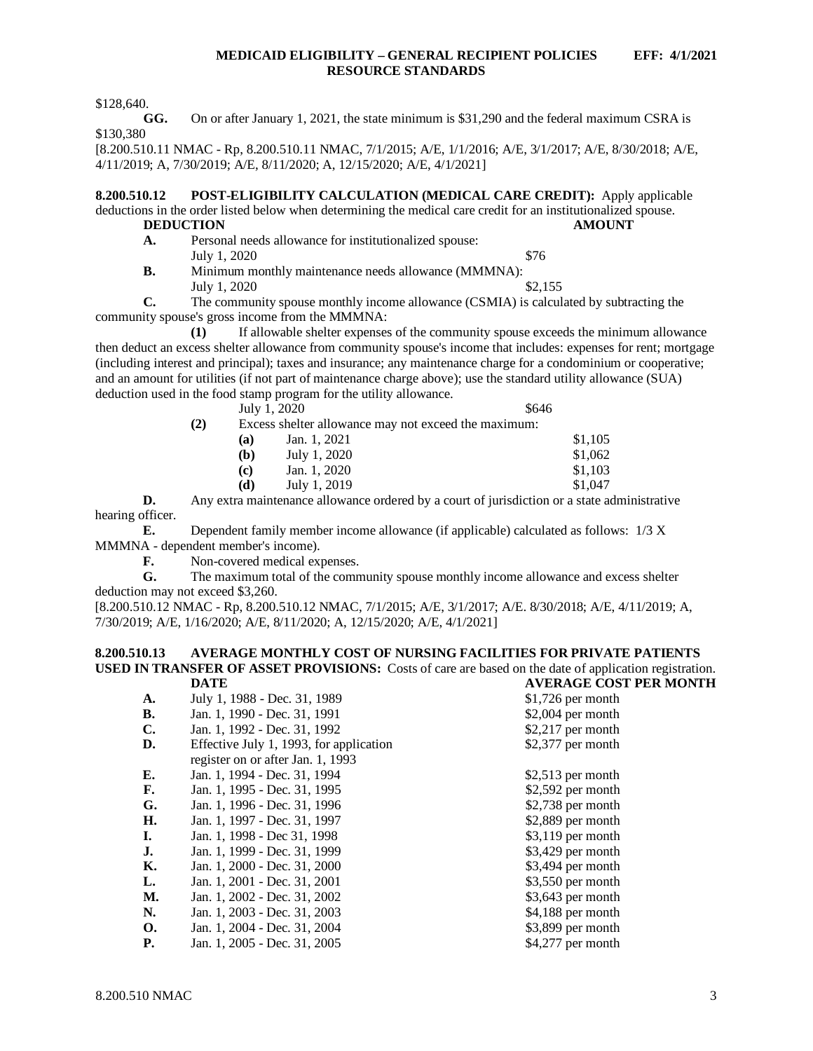$128,640.

**GG.** On or after January 1, 2021, the state minimum is $31,290 and the federal maximum CSRA is $130,380

[8.200.510.11 NMAC - Rp, 8.200.510.11 NMAC, 7/1/2015; A/E, 1/1/2016; A/E, 3/1/2017; A/E, 8/30/2018; A/E, 4/11/2019; A, 7/30/2019; A/E, 8/11/2020; A, 12/15/2020; A/E, 4/1/2021]

**8.200.510.12 POST-ELIGIBILITY CALCULATION (MEDICAL CARE CREDIT):** Apply applicable deductions in the order listed below when determining the medical care credit for an institutionalized spouse.

| | DEDUCTION | AMOUNT |
|---|---|---|
| **A.** | Personal needs allowance for institutionalized spouse: July 1, 2020 | $76 |
| **B.** | Minimum monthly maintenance needs allowance (MMMNA): July 1, 2020 | $2,155 |

**C.** The community spouse monthly income allowance (CSMIA) is calculated by subtracting the community spouse's gross income from the MMMNA:

**(1)** If allowable shelter expenses of the community spouse exceeds the minimum allowance then deduct an excess shelter allowance from community spouse's income that includes: expenses for rent; mortgage (including interest and principal); taxes and insurance; any maintenance charge for a condominium or cooperative; and an amount for utilities (if not part of maintenance charge above); use the standard utility allowance (SUA) deduction used in the food stamp program for the utility allowance.

July 1, 2020 $646

**(2)** Excess shelter allowance may not exceed the maximum:

| | | |
|---|---|---|
| **(a)** | Jan. 1, 2021 | $1,105 |
| **(b)** | July 1, 2020 | $1,062 |
| **(c)** | Jan. 1, 2020 | $1,103 |
| **(d)** | July 1, 2019 | $1,047 |

**D.** Any extra maintenance allowance ordered by a court of jurisdiction or a state administrative hearing officer.

**E.** Dependent family member income allowance (if applicable) calculated as follows: 1/3 X MMMNA - dependent member's income).

**F.** Non-covered medical expenses.

**G.** The maximum total of the community spouse monthly income allowance and excess shelter deduction may not exceed $3,260.

[8.200.510.12 NMAC - Rp, 8.200.510.12 NMAC, 7/1/2015; A/E, 3/1/2017; A/E. 8/30/2018; A/E, 4/11/2019; A, 7/30/2019; A/E, 1/16/2020; A/E, 8/11/2020; A, 12/15/2020; A/E, 4/1/2021]

**8.200.510.13 AVERAGE MONTHLY COST OF NURSING FACILITIES FOR PRIVATE PATIENTS USED IN TRANSFER OF ASSET PROVISIONS:** Costs of care are based on the date of application registration.

| | DATE | AVERAGE COST PER MONTH |
|---|---|---|
| **A.** | July 1, 1988 - Dec. 31, 1989 | $1,726 per month |
| **B.** | Jan. 1, 1990 - Dec. 31, 1991 | $2,004 per month |
| **C.** | Jan. 1, 1992 - Dec. 31, 1992 | $2,217 per month |
| **D.** | Effective July 1, 1993, for application register on or after Jan. 1, 1993 | $2,377 per month |
| **E.** | Jan. 1, 1994 - Dec. 31, 1994 | $2,513 per month |
| **F.** | Jan. 1, 1995 - Dec. 31, 1995 | $2,592 per month |
| **G.** | Jan. 1, 1996 - Dec. 31, 1996 | $2,738 per month |
| **H.** | Jan. 1, 1997 - Dec. 31, 1997 | $2,889 per month |
| **I.** | Jan. 1, 1998 - Dec 31, 1998 | $3,119 per month |
| **J.** | Jan. 1, 1999 - Dec. 31, 1999 | $3,429 per month |
| **K.** | Jan. 1, 2000 - Dec. 31, 2000 | $3,494 per month |
| **L.** | Jan. 1, 2001 - Dec. 31, 2001 | $3,550 per month |
| **M.** | Jan. 1, 2002 - Dec. 31, 2002 | $3,643 per month |
| **N.** | Jan. 1, 2003 - Dec. 31, 2003 | $4,188 per month |
| **O.** | Jan. 1, 2004 - Dec. 31, 2004 | $3,899 per month |
| **P.** | Jan. 1, 2005 - Dec. 31, 2005 | $4,277 per month |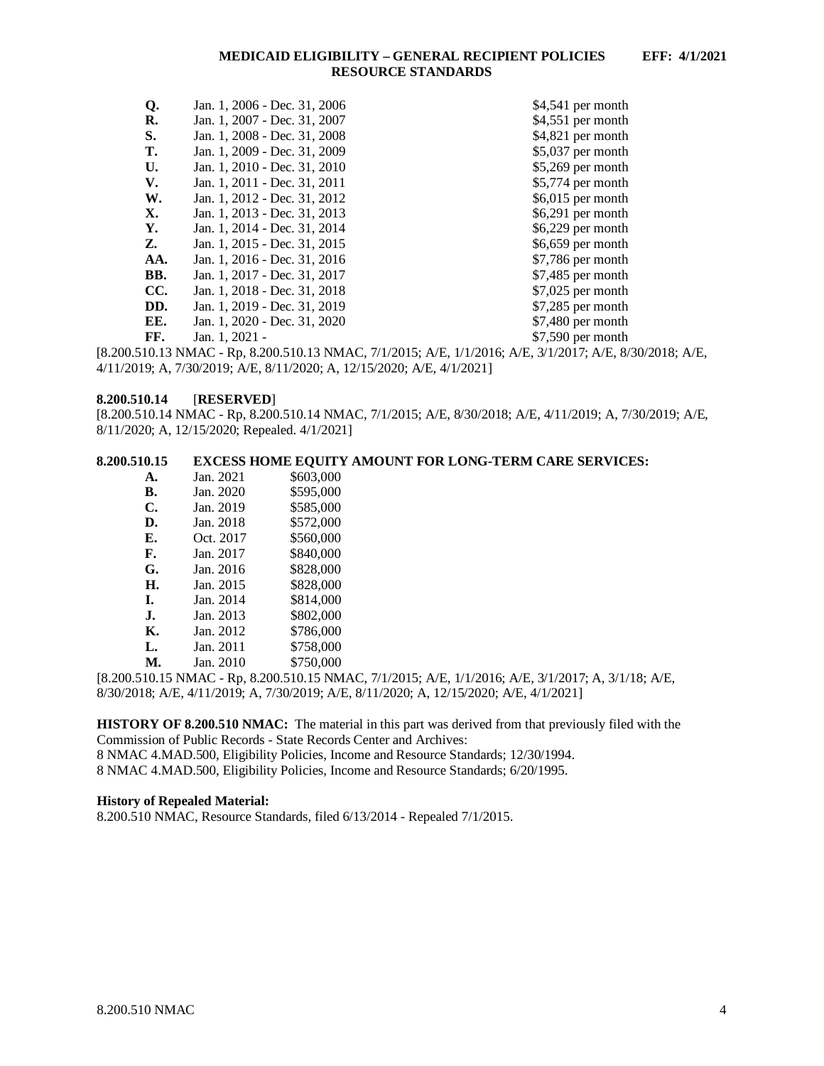| | | |
|---|---|---|
| **Q.** | Jan. 1, 2006 - Dec. 31, 2006 | $4,541 per month |
| **R.** | Jan. 1, 2007 - Dec. 31, 2007 | $4,551 per month |
| **S.** | Jan. 1, 2008 - Dec. 31, 2008 | $4,821 per month |
| **T.** | Jan. 1, 2009 - Dec. 31, 2009 | $5,037 per month |
| **U.** | Jan. 1, 2010 - Dec. 31, 2010 | $5,269 per month |
| **V.** | Jan. 1, 2011 - Dec. 31, 2011 | $5,774 per month |
| **W.** | Jan. 1, 2012 - Dec. 31, 2012 | $6,015 per month |
| **X.** | Jan. 1, 2013 - Dec. 31, 2013 | $6,291 per month |
| **Y.** | Jan. 1, 2014 - Dec. 31, 2014 | $6,229 per month |
| **Z.** | Jan. 1, 2015 - Dec. 31, 2015 | $6,659 per month |
| **AA.** | Jan. 1, 2016 - Dec. 31, 2016 | $7,786 per month |
| **BB.** | Jan. 1, 2017 - Dec. 31, 2017 | $7,485 per month |
| **CC.** | Jan. 1, 2018 - Dec. 31, 2018 | $7,025 per month |
| **DD.** | Jan. 1, 2019 - Dec. 31, 2019 | $7,285 per month |
| **EE.** | Jan. 1, 2020 - Dec. 31, 2020 | $7,480 per month |
| **FF.** | Jan. 1, 2021 - | $7,590 per month |

[8.200.510.13 NMAC - Rp, 8.200.510.13 NMAC, 7/1/2015; A/E, 1/1/2016; A/E, 3/1/2017; A/E, 8/30/2018; A/E, 4/11/2019; A, 7/30/2019; A/E, 8/11/2020; A, 12/15/2020; A/E, 4/1/2021]

**8.200.510.14** [**RESERVED**]

[8.200.510.14 NMAC - Rp, 8.200.510.14 NMAC, 7/1/2015; A/E, 8/30/2018; A/E, 4/11/2019; A, 7/30/2019; A/E, 8/11/2020; A, 12/15/2020; Repealed. 4/1/2021]

**8.200.510.15 EXCESS HOME EQUITY AMOUNT FOR LONG-TERM CARE SERVICES:**

| | | |
|---|---|---|
| **A.** | Jan. 2021 | $603,000 |
| **B.** | Jan. 2020 | $595,000 |
| **C.** | Jan. 2019 | $585,000 |
| **D.** | Jan. 2018 | $572,000 |
| **E.** | Oct. 2017 | $560,000 |
| **F.** | Jan. 2017 | $840,000 |
| **G.** | Jan. 2016 | $828,000 |
| **H.** | Jan. 2015 | $828,000 |
| **I.** | Jan. 2014 | $814,000 |
| **J.** | Jan. 2013 | $802,000 |
| **K.** | Jan. 2012 | $786,000 |
| **L.** | Jan. 2011 | $758,000 |
| **M.** | Jan. 2010 | $750,000 |

[8.200.510.15 NMAC - Rp, 8.200.510.15 NMAC, 7/1/2015; A/E, 1/1/2016; A/E, 3/1/2017; A, 3/1/18; A/E, 8/30/2018; A/E, 4/11/2019; A, 7/30/2019; A/E, 8/11/2020; A, 12/15/2020; A/E, 4/1/2021]

**HISTORY OF 8.200.510 NMAC:** The material in this part was derived from that previously filed with the Commission of Public Records - State Records Center and Archives:
8 NMAC 4.MAD.500, Eligibility Policies, Income and Resource Standards; 12/30/1994.
8 NMAC 4.MAD.500, Eligibility Policies, Income and Resource Standards; 6/20/1995.

**History of Repealed Material:**
8.200.510 NMAC, Resource Standards, filed 6/13/2014 - Repealed 7/1/2015.